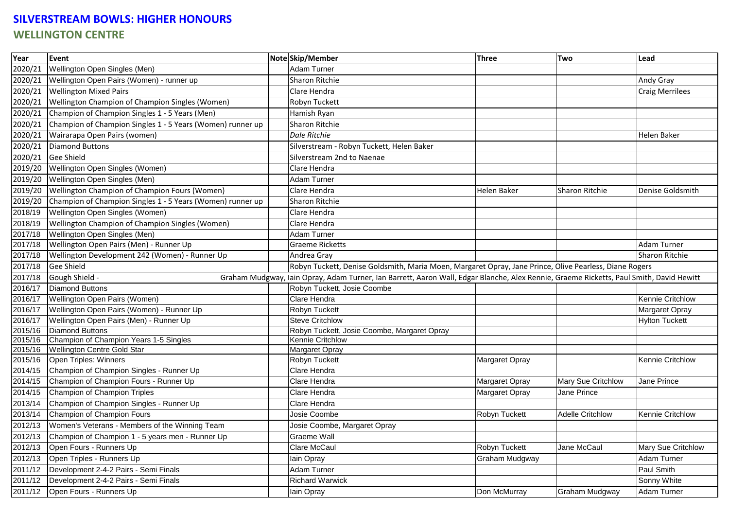# SILVERSTREAM BOWLS: HIGHER HONOURS

## WELLINGTON CENTRE

| Year | Event | Note | Skip/Member | Three | Two | Lead |
|---|---|---|---|---|---|---|
| 2020/21 | Wellington Open Singles (Men) | | Adam Turner | | | |
| 2020/21 | Wellington Open Pairs (Women) - runner up | | Sharon Ritchie | | | Andy Gray |
| 2020/21 | Wellington Mixed Pairs | | Clare Hendra | | | Craig Merrilees |
| 2020/21 | Wellington Champion of Champion Singles (Women) | | Robyn Tuckett | | | |
| 2020/21 | Champion of Champion Singles 1 - 5 Years (Men) | | Hamish Ryan | | | |
| 2020/21 | Champion of Champion Singles 1 - 5 Years (Women) runner up | | Sharon Ritchie | | | |
| 2020/21 | Wairarapa Open Pairs (women) | | *Dale Ritchie* | | | Helen Baker |
| 2020/21 | Diamond Buttons | | Silverstream - Robyn Tuckett, Helen Baker | | | |
| 2020/21 | Gee Shield | | Silverstream 2nd to Naenae | | | |
| 2019/20 | Wellington Open Singles (Women) | | Clare Hendra | | | |
| 2019/20 | Wellington Open Singles (Men) | | Adam Turner | | | |
| 2019/20 | Wellington Champion of Champion Fours (Women) | | Clare Hendra | Helen Baker | Sharon Ritchie | Denise Goldsmith |
| 2019/20 | Champion of Champion Singles 1 - 5 Years (Women) runner up | | Sharon Ritchie | | | |
| 2018/19 | Wellington Open Singles (Women) | | Clare Hendra | | | |
| 2018/19 | Wellington Champion of Champion Singles (Women) | | Clare Hendra | | | |
| 2017/18 | Wellington Open Singles (Men) | | Adam Turner | | | |
| 2017/18 | Wellington Open Pairs (Men) - Runner Up | | Graeme Ricketts | | | Adam Turner |
| 2017/18 | Wellington Development 242 (Women) - Runner Up | | Andrea Gray | | | Sharon Ritchie |
| 2017/18 | Gee Shield | | Robyn Tuckett, Denise Goldsmith, Maria Moen, Margaret Opray, Jane Prince, Olive Pearless, Diane Rogers | | | |
| 2017/18 | Gough Shield - | Graham Mudgway, Iain Opray, Adam Turner, Ian Barrett, Aaron Wall, Edgar Blanche, Alex Rennie, Graeme Ricketts, Paul Smith, David Hewitt | | | | |
| 2016/17 | Diamond Buttons | | Robyn Tuckett, Josie Coombe | | | |
| 2016/17 | Wellington Open Pairs (Women) | | Clare Hendra | | | Kennie Critchlow |
| 2016/17 | Wellington Open Pairs (Women) - Runner Up | | Robyn Tuckett | | | Margaret Opray |
| 2016/17 | Wellington Open Pairs (Men) - Runner Up | | Steve Critchlow | | | Hylton Tuckett |
| 2015/16 | Diamond Buttons | | Robyn Tuckett, Josie Coombe, Margaret Opray | | | |
| 2015/16 | Champion of Champion Years 1-5 Singles | | Kennie Critchlow | | | |
| 2015/16 | Wellington Centre Gold Star | | Margaret Opray | | | |
| 2015/16 | Open Triples: Winners | | Robyn Tuckett | Margaret Opray | | Kennie Critchlow |
| 2014/15 | Champion of Champion Singles - Runner Up | | Clare Hendra | | | |
| 2014/15 | Champion of Champion Fours - Runner Up | | Clare Hendra | Margaret Opray | Mary Sue Critchlow | Jane Prince |
| 2014/15 | Champion of Champion Triples | | Clare Hendra | Margaret Opray | Jane Prince | |
| 2013/14 | Champion of Champion Singles - Runner Up | | Clare Hendra | | | |
| 2013/14 | Champion of Champion Fours | | Josie Coombe | Robyn Tuckett | Adelle Critchlow | Kennie Critchlow |
| 2012/13 | Women's Veterans - Members of the Winning Team | | Josie Coombe, Margaret Opray | | | |
| 2012/13 | Champion of Champion 1 - 5 years men - Runner Up | | Graeme Wall | | | |
| 2012/13 | Open Fours - Runners Up | | Clare McCaul | Robyn Tuckett | Jane McCaul | Mary Sue Critchlow |
| 2012/13 | Open Triples - Runners Up | | Iain Opray | Graham Mudgway | | Adam Turner |
| 2011/12 | Development 2-4-2 Pairs - Semi Finals | | Adam Turner | | | Paul Smith |
| 2011/12 | Development 2-4-2 Pairs - Semi Finals | | Richard Warwick | | | Sonny White |
| 2011/12 | Open Fours - Runners Up | | Iain Opray | Don McMurray | Graham Mudgway | Adam Turner |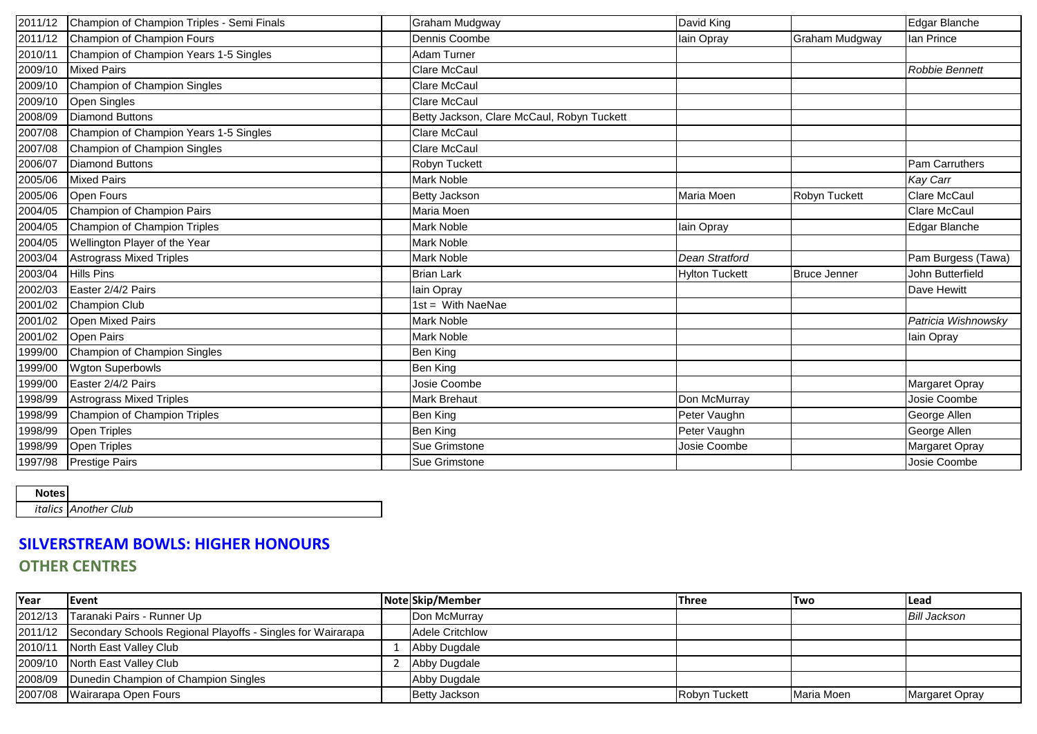| | | | | | | |
|---|---|---|---|---|---|---|
| 2011/12 | Champion of Champion Triples - Semi Finals | | Graham Mudgway | David King | | Edgar Blanche |
| 2011/12 | Champion of Champion Fours | | Dennis Coombe | Iain Opray | Graham Mudgway | Ian Prince |
| 2010/11 | Champion of Champion Years 1-5 Singles | | Adam Turner | | | |
| 2009/10 | Mixed Pairs | | Clare McCaul | | | *Robbie Bennett* |
| 2009/10 | Champion of Champion Singles | | Clare McCaul | | | |
| 2009/10 | Open Singles | | Clare McCaul | | | |
| 2008/09 | Diamond Buttons | | Betty Jackson, Clare McCaul, Robyn Tuckett | | | |
| 2007/08 | Champion of Champion Years 1-5 Singles | | Clare McCaul | | | |
| 2007/08 | Champion of Champion Singles | | Clare McCaul | | | |
| 2006/07 | Diamond Buttons | | Robyn Tuckett | | | Pam Carruthers |
| 2005/06 | Mixed Pairs | | Mark Noble | | | *Kay Carr* |
| 2005/06 | Open Fours | | Betty Jackson | Maria Moen | Robyn Tuckett | Clare McCaul |
| 2004/05 | Champion of Champion Pairs | | Maria Moen | | | Clare McCaul |
| 2004/05 | Champion of Champion Triples | | Mark Noble | Iain Opray | | Edgar Blanche |
| 2004/05 | Wellington Player of the Year | | Mark Noble | | | |
| 2003/04 | Astrograss Mixed Triples | | Mark Noble | *Dean Stratford* | | Pam Burgess (Tawa) |
| 2003/04 | Hills Pins | | Brian Lark | Hylton Tuckett | Bruce Jenner | John Butterfield |
| 2002/03 | Easter 2/4/2 Pairs | | Iain Opray | | | Dave Hewitt |
| 2001/02 | Champion Club | | 1st = With NaeNae | | | |
| 2001/02 | Open Mixed Pairs | | Mark Noble | | | *Patricia Wishnowsky* |
| 2001/02 | Open Pairs | | Mark Noble | | | Iain Opray |
| 1999/00 | Champion of Champion Singles | | Ben King | | | |
| 1999/00 | Wgton Superbowls | | Ben King | | | |
| 1999/00 | Easter 2/4/2 Pairs | | Josie Coombe | | | Margaret Opray |
| 1998/99 | Astrograss Mixed Triples | | Mark Brehaut | Don McMurray | | Josie Coombe |
| 1998/99 | Champion of Champion Triples | | Ben King | Peter Vaughn | | George Allen |
| 1998/99 | Open Triples | | Ben King | Peter Vaughn | | George Allen |
| 1998/99 | Open Triples | | Sue Grimstone | Josie Coombe | | Margaret Opray |
| 1997/98 | Prestige Pairs | | Sue Grimstone | | | Josie Coombe |

| Notes | |
|---|---|
| *italics* | *Another Club* |

## SILVERSTREAM BOWLS: HIGHER HONOURS

### OTHER CENTRES

| Year | Event | Note | Skip/Member | Three | Two | Lead |
|---|---|---|---|---|---|---|
| 2012/13 | Taranaki Pairs - Runner Up | | Don McMurray | | | *Bill Jackson* |
| 2011/12 | Secondary Schools Regional Playoffs - Singles for Wairarapa | | Adele Critchlow | | | |
| 2010/11 | North East Valley Club | 1 | Abby Dugdale | | | |
| 2009/10 | North East Valley Club | 2 | Abby Dugdale | | | |
| 2008/09 | Dunedin Champion of Champion Singles | | Abby Dugdale | | | |
| 2007/08 | Wairarapa Open Fours | | Betty Jackson | Robyn Tuckett | Maria Moen | Margaret Opray |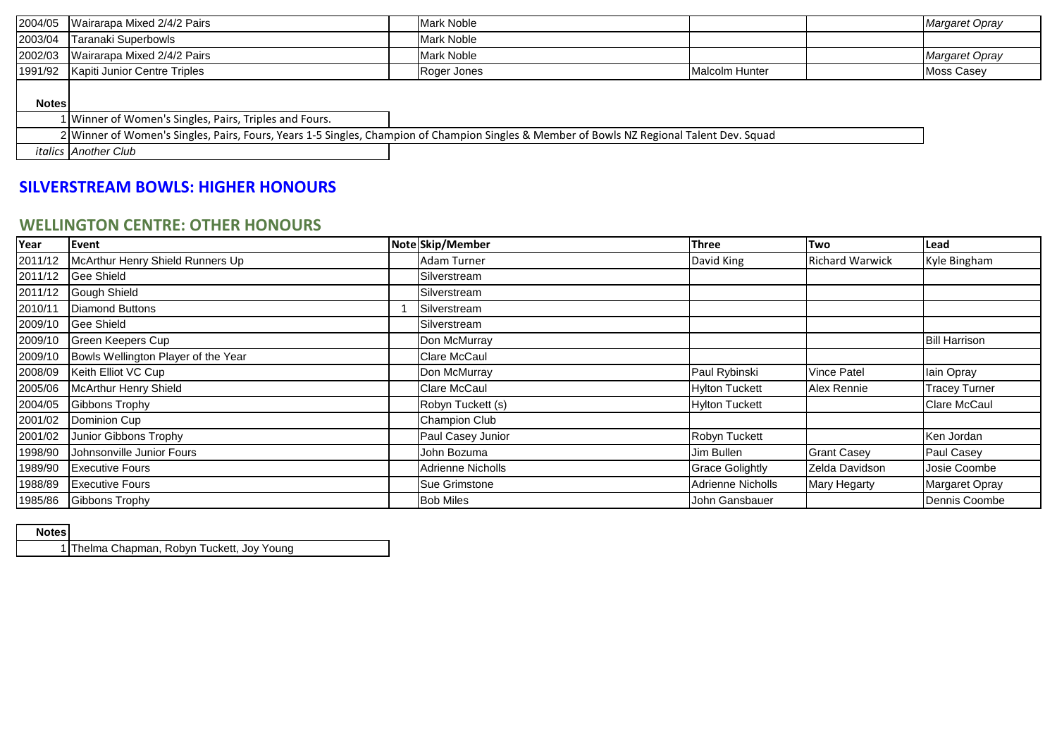| | | | | | | |
|---|---|---|---|---|---|---|
| 2004/05 | Wairarapa Mixed 2/4/2 Pairs | | Mark Noble | | | *Margaret Opray* |
| 2003/04 | Taranaki Superbowls | | Mark Noble | | | |
| 2002/03 | Wairarapa Mixed 2/4/2 Pairs | | Mark Noble | | | *Margaret Opray* |
| 1991/92 | Kapiti Junior Centre Triples | | Roger Jones | Malcolm Hunter | | Moss Casey |

**Notes**

1 Winner of Women's Singles, Pairs, Triples and Fours.

2 Winner of Women's Singles, Pairs, Fours, Years 1-5 Singles, Champion of Champion Singles & Member of Bowls NZ Regional Talent Dev. Squad

*italics* *Another Club*

## SILVERSTREAM BOWLS: HIGHER HONOURS

## WELLINGTON CENTRE: OTHER HONOURS

| Year | Event | Note | Skip/Member | Three | Two | Lead |
|---|---|---|---|---|---|---|
| 2011/12 | McArthur Henry Shield Runners Up | | Adam Turner | David King | Richard Warwick | Kyle Bingham |
| 2011/12 | Gee Shield | | Silverstream | | | |
| 2011/12 | Gough Shield | | Silverstream | | | |
| 2010/11 | Diamond Buttons | 1 | Silverstream | | | |
| 2009/10 | Gee Shield | | Silverstream | | | |
| 2009/10 | Green Keepers Cup | | Don McMurray | | | Bill Harrison |
| 2009/10 | Bowls Wellington Player of the Year | | Clare McCaul | | | |
| 2008/09 | Keith Elliot VC Cup | | Don McMurray | Paul Rybinski | Vince Patel | Iain Opray |
| 2005/06 | McArthur Henry Shield | | Clare McCaul | Hylton Tuckett | Alex Rennie | Tracey Turner |
| 2004/05 | Gibbons Trophy | | Robyn Tuckett (s) | Hylton Tuckett | | Clare McCaul |
| 2001/02 | Dominion Cup | | Champion Club | | | |
| 2001/02 | Junior Gibbons Trophy | | Paul Casey Junior | Robyn Tuckett | | Ken Jordan |
| 1998/90 | Johnsonville Junior Fours | | John Bozuma | Jim Bullen | Grant Casey | Paul Casey |
| 1989/90 | Executive Fours | | Adrienne Nicholls | Grace Golightly | Zelda Davidson | Josie Coombe |
| 1988/89 | Executive Fours | | Sue Grimstone | Adrienne Nicholls | Mary Hegarty | Margaret Opray |
| 1985/86 | Gibbons Trophy | | Bob Miles | John Gansbauer | | Dennis Coombe |

**Notes**

1 Thelma Chapman, Robyn Tuckett, Joy Young